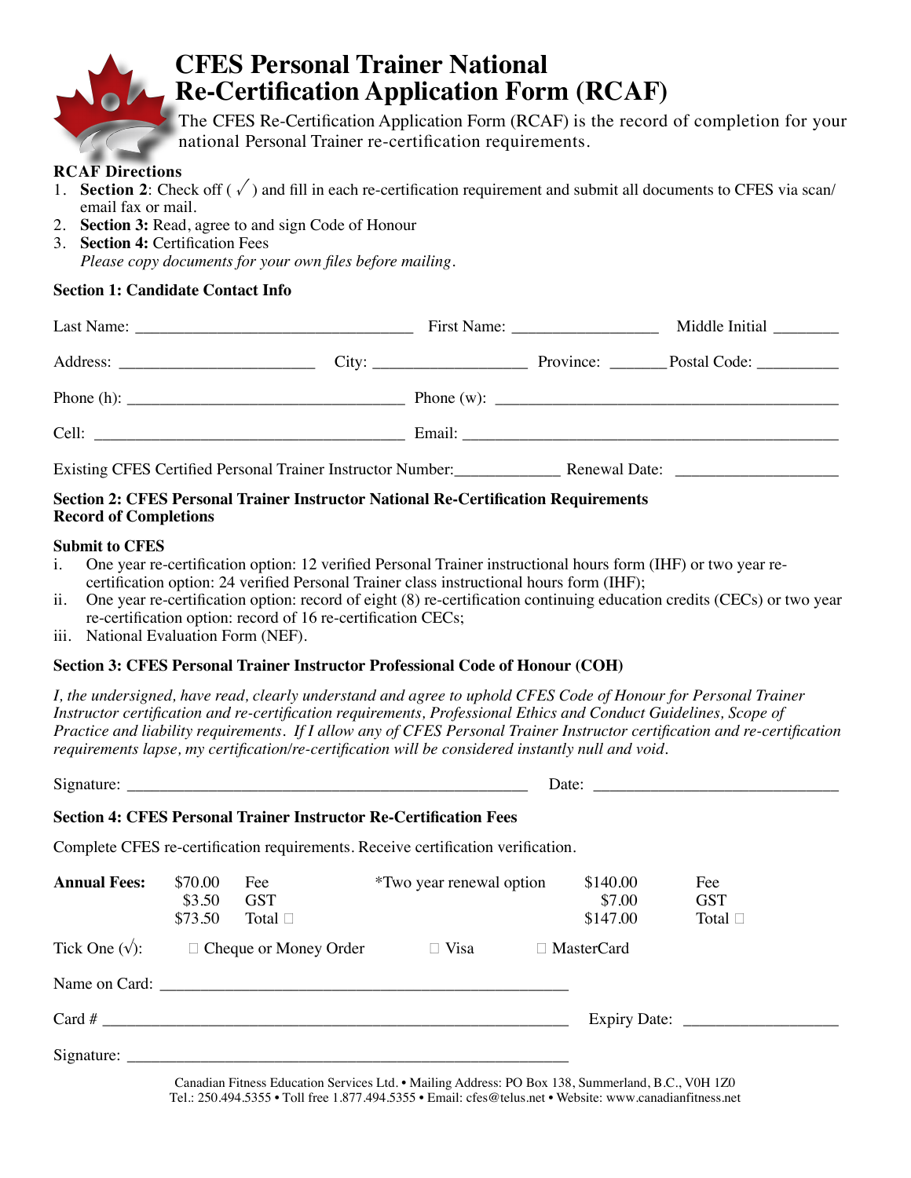# CFES Personal Trainer National Re-Certification Application Form (RCAF)

The CFES Re-Certification Application Form (RCAF) is the record of completion for your national Personal Trainer re-certification requirements.

**RCAF Directions**

1. **Section 2**: Check off ( √ ) and fill in each re-certification requirement and submit all documents to CFES via scan/ email fax or mail.
2. **Section 3:** Read, agree to and sign Code of Honour
3. **Section 4:** Certification Fees

   *Please copy documents for your own files before mailing.*

**Section 1: Candidate Contact Info**

Last Name: ______________________________ First Name: ________________ Middle Initial _______

Address: ______________________ City: _________________ Province: ______ Postal Code: _________

Phone (h): ______________________________ Phone (w): ______________________________________

Cell: __________________________________ Email: _________________________________________

Existing CFES Certified Personal Trainer Instructor Number:____________ Renewal Date: __________________

**Section 2: CFES Personal Trainer Instructor National Re-Certification Requirements Record of Completions**

**Submit to CFES**

i. One year re-certification option: 12 verified Personal Trainer instructional hours form (IHF) or two year re-certification option: 24 verified Personal Trainer class instructional hours form (IHF);

ii. One year re-certification option: record of eight (8) re-certification continuing education credits (CECs) or two year re-certification option: record of 16 re-certification CECs;

iii. National Evaluation Form (NEF).

**Section 3: CFES Personal Trainer Instructor Professional Code of Honour (COH)**

*I, the undersigned, have read, clearly understand and agree to uphold CFES Code of Honour for Personal Trainer Instructor certification and re-certification requirements, Professional Ethics and Conduct Guidelines, Scope of Practice and liability requirements. If I allow any of CFES Personal Trainer Instructor certification and re-certification requirements lapse, my certification/re-certification will be considered instantly null and void.*

Signature: _____________________________________________ Date: ____________________________

**Section 4: CFES Personal Trainer Instructor Re-Certification Fees**

Complete CFES re-certification requirements. Receive certification verification.

| **Annual Fees:** | $70.00 | Fee | *Two year renewal option | $140.00 | Fee |
|---|---|---|---|---|---|
| | $3.50 | GST | | $7.00 | GST |
| | $73.50 | Total ☐ | | $147.00 | Total ☐ |

Tick One (√): ☐ Cheque or Money Order ☐ Visa ☐ MasterCard

Name on Card: ______________________________________________

Card # ____________________________________________________ Expiry Date: __________________

Signature: _________________________________________________

Canadian Fitness Education Services Ltd. • Mailing Address: PO Box 138, Summerland, B.C., V0H 1Z0
Tel.: 250.494.5355 • Toll free 1.877.494.5355 • Email: cfes@telus.net • Website: www.canadianfitness.net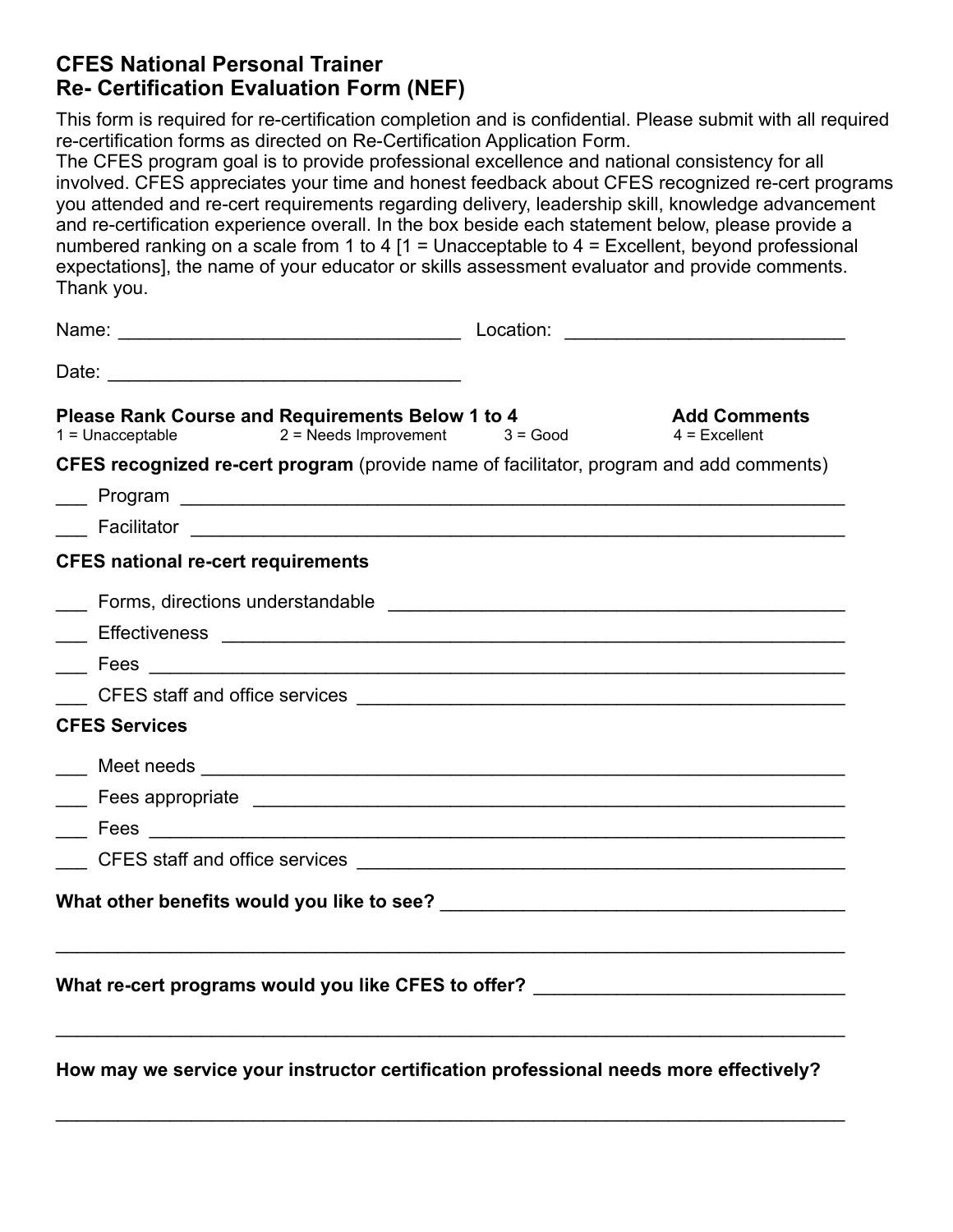## CFES National Personal Trainer
## Re- Certification Evaluation Form (NEF)

This form is required for re-certification completion and is confidential. Please submit with all required re-certification forms as directed on Re-Certification Application Form.
The CFES program goal is to provide professional excellence and national consistency for all involved. CFES appreciates your time and honest feedback about CFES recognized re-cert programs you attended and re-cert requirements regarding delivery, leadership skill, knowledge advancement and re-certification experience overall. In the box beside each statement below, please provide a numbered ranking on a scale from 1 to 4 [1 = Unacceptable to 4 = Excellent, beyond professional expectations], the name of your educator or skills assessment evaluator and provide comments.
Thank you.

Name: _________________________________ Location: ___________________________

Date: __________________________________

**Please Rank Course and Requirements Below 1 to 4** **Add Comments**
1 = Unacceptable 2 = Needs Improvement 3 = Good 4 = Excellent

**CFES recognized re-cert program** (provide name of facilitator, program and add comments)

___ Program ____________________________________________________________

___ Facilitator ___________________________________________________________

**CFES national re-cert requirements**

___ Forms, directions understandable _________________________________________

___ Effectiveness _________________________________________________________

___ Fees _______________________________________________________________

___ CFES staff and office services ____________________________________________

**CFES Services**

___ Meet needs __________________________________________________________

___ Fees appropriate ______________________________________________________

___ Fees _______________________________________________________________

___ CFES staff and office services ____________________________________________

**What other benefits would you like to see?** ________________________________________

_____________________________________________________________________________

**What re-cert programs would you like CFES to offer?** ______________________________

_____________________________________________________________________________

**How may we service your instructor certification professional needs more effectively?**

_____________________________________________________________________________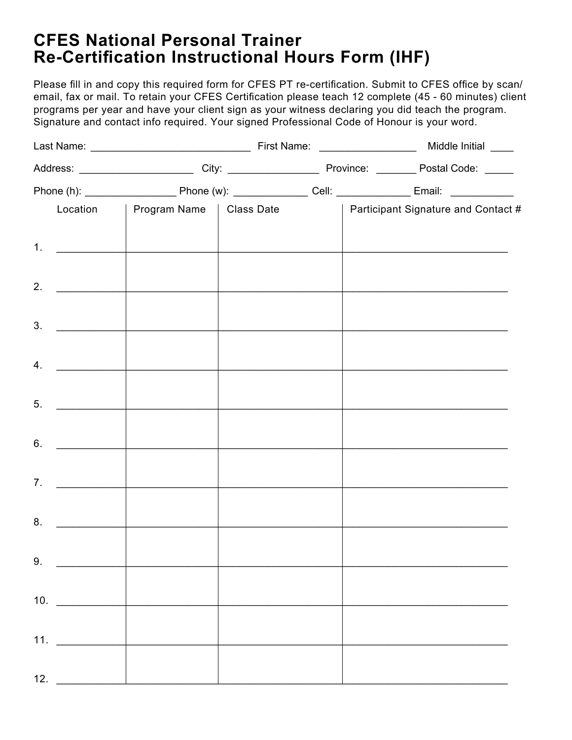# CFES National Personal Trainer Re-Certification Instructional Hours Form (IHF)

Please fill in and copy this required form for CFES PT re-certification. Submit to CFES office by scan/email, fax or mail. To retain your CFES Certification please teach 12 complete (45 - 60 minutes) client programs per year and have your client sign as your witness declaring you did teach the program. Signature and contact info required. Your signed Professional Code of Honour is your word.

Last Name: ___________________________ First Name: ________________ Middle Initial ____

Address: ___________________ City: _______________ Province: _______ Postal Code: _____

Phone (h): _______________ Phone (w): ____________ Cell: ____________ Email: __________

| | Location | Program Name | Class Date | Participant Signature and Contact # |
|---|---|---|---|---|
| 1. | | | | |
| 2. | | | | |
| 3. | | | | |
| 4. | | | | |
| 5. | | | | |
| 6. | | | | |
| 7. | | | | |
| 8. | | | | |
| 9. | | | | |
| 10. | | | | |
| 11. | | | | |
| 12. | | | | |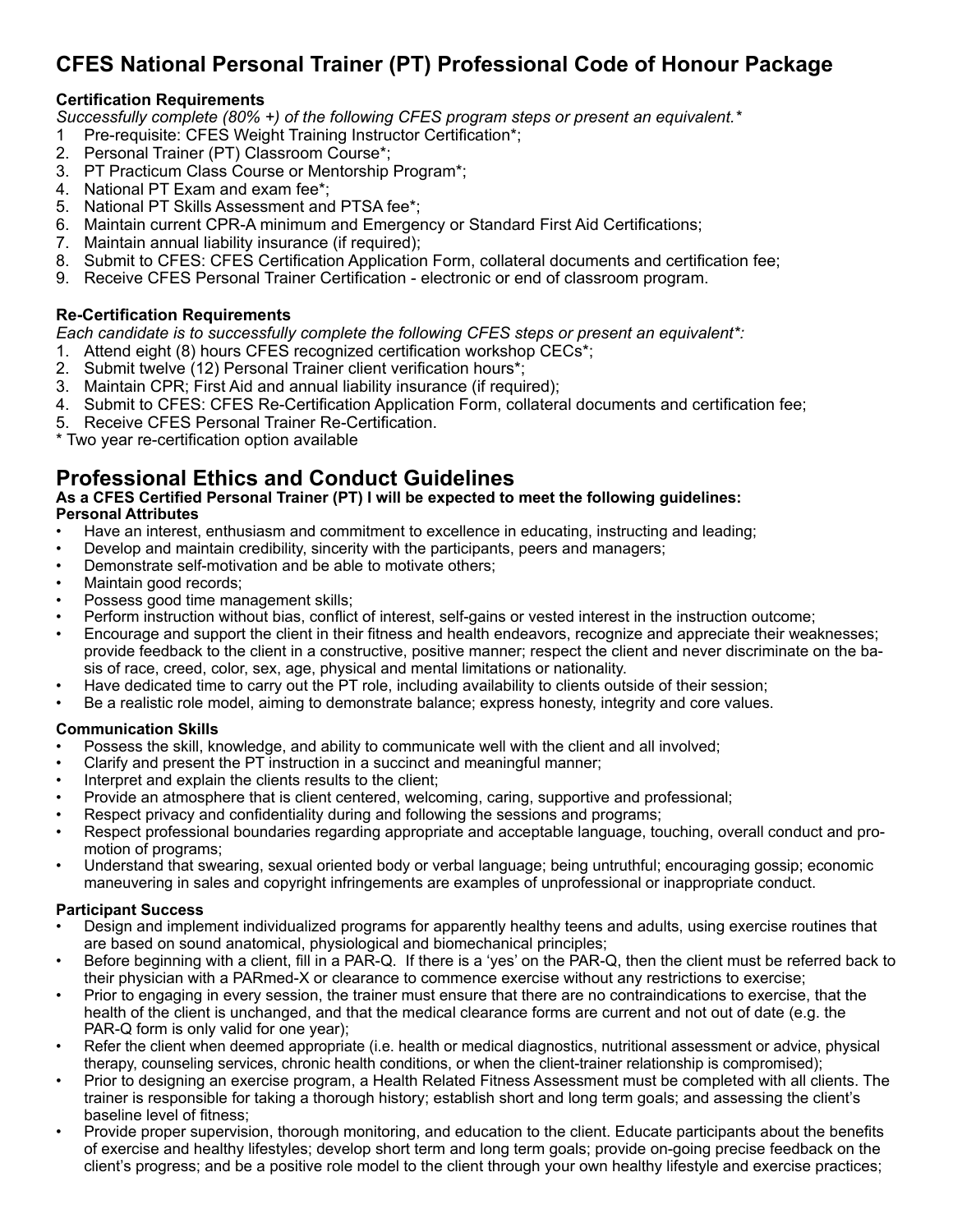# CFES National Personal Trainer (PT) Professional Code of Honour Package

**Certification Requirements**

*Successfully complete (80% +) of the following CFES program steps or present an equivalent.**

1 Pre-requisite: CFES Weight Training Instructor Certification*;
2. Personal Trainer (PT) Classroom Course*;
3. PT Practicum Class Course or Mentorship Program*;
4. National PT Exam and exam fee*;
5. National PT Skills Assessment and PTSA fee*;
6. Maintain current CPR-A minimum and Emergency or Standard First Aid Certifications;
7. Maintain annual liability insurance (if required);
8. Submit to CFES: CFES Certification Application Form, collateral documents and certification fee;
9. Receive CFES Personal Trainer Certification - electronic or end of classroom program.

**Re-Certification Requirements**

*Each candidate is to successfully complete the following CFES steps or present an equivalent*:*

1. Attend eight (8) hours CFES recognized certification workshop CECs*;
2. Submit twelve (12) Personal Trainer client verification hours*;
3. Maintain CPR; First Aid and annual liability insurance (if required);
4. Submit to CFES: CFES Re-Certification Application Form, collateral documents and certification fee;
5. Receive CFES Personal Trainer Re-Certification.

\* Two year re-certification option available

## Professional Ethics and Conduct Guidelines

**As a CFES Certified Personal Trainer (PT) I will be expected to meet the following guidelines:**

**Personal Attributes**

- Have an interest, enthusiasm and commitment to excellence in educating, instructing and leading;
- Develop and maintain credibility, sincerity with the participants, peers and managers;
- Demonstrate self-motivation and be able to motivate others;
- Maintain good records;
- Possess good time management skills;
- Perform instruction without bias, conflict of interest, self-gains or vested interest in the instruction outcome;
- Encourage and support the client in their fitness and health endeavors, recognize and appreciate their weaknesses; provide feedback to the client in a constructive, positive manner; respect the client and never discriminate on the basis of race, creed, color, sex, age, physical and mental limitations or nationality.
- Have dedicated time to carry out the PT role, including availability to clients outside of their session;
- Be a realistic role model, aiming to demonstrate balance; express honesty, integrity and core values.

**Communication Skills**

- Possess the skill, knowledge, and ability to communicate well with the client and all involved;
- Clarify and present the PT instruction in a succinct and meaningful manner;
- Interpret and explain the clients results to the client;
- Provide an atmosphere that is client centered, welcoming, caring, supportive and professional;
- Respect privacy and confidentiality during and following the sessions and programs;
- Respect professional boundaries regarding appropriate and acceptable language, touching, overall conduct and promotion of programs;
- Understand that swearing, sexual oriented body or verbal language; being untruthful; encouraging gossip; economic maneuvering in sales and copyright infringements are examples of unprofessional or inappropriate conduct.

**Participant Success**

- Design and implement individualized programs for apparently healthy teens and adults, using exercise routines that are based on sound anatomical, physiological and biomechanical principles;
- Before beginning with a client, fill in a PAR-Q. If there is a 'yes' on the PAR-Q, then the client must be referred back to their physician with a PARmed-X or clearance to commence exercise without any restrictions to exercise;
- Prior to engaging in every session, the trainer must ensure that there are no contraindications to exercise, that the health of the client is unchanged, and that the medical clearance forms are current and not out of date (e.g. the PAR-Q form is only valid for one year);
- Refer the client when deemed appropriate (i.e. health or medical diagnostics, nutritional assessment or advice, physical therapy, counseling services, chronic health conditions, or when the client-trainer relationship is compromised);
- Prior to designing an exercise program, a Health Related Fitness Assessment must be completed with all clients. The trainer is responsible for taking a thorough history; establish short and long term goals; and assessing the client's baseline level of fitness;
- Provide proper supervision, thorough monitoring, and education to the client. Educate participants about the benefits of exercise and healthy lifestyles; develop short term and long term goals; provide on-going precise feedback on the client's progress; and be a positive role model to the client through your own healthy lifestyle and exercise practices;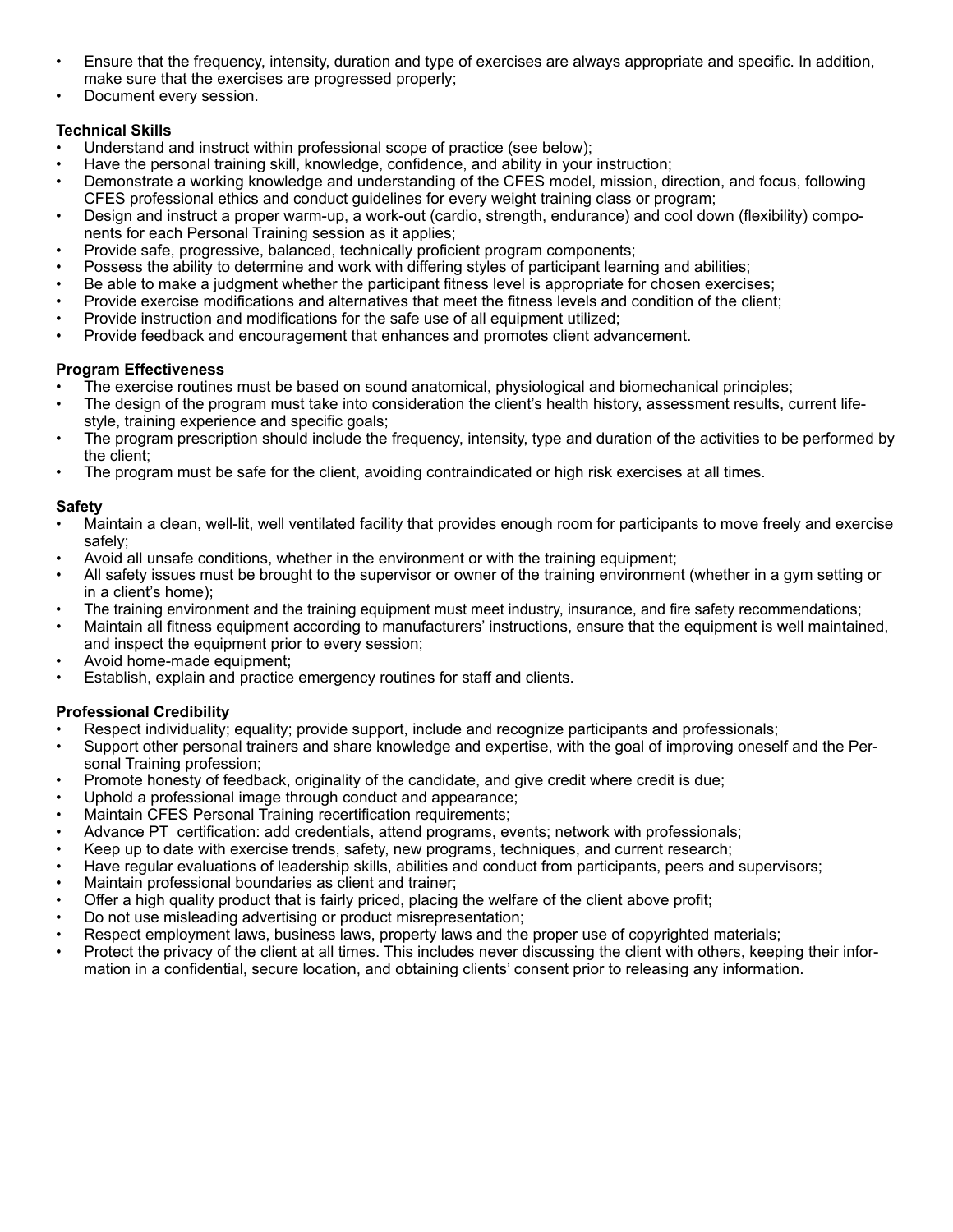- Ensure that the frequency, intensity, duration and type of exercises are always appropriate and specific. In addition, make sure that the exercises are progressed properly;
- Document every session.

**Technical Skills**

- Understand and instruct within professional scope of practice (see below);
- Have the personal training skill, knowledge, confidence, and ability in your instruction;
- Demonstrate a working knowledge and understanding of the CFES model, mission, direction, and focus, following CFES professional ethics and conduct guidelines for every weight training class or program;
- Design and instruct a proper warm-up, a work-out (cardio, strength, endurance) and cool down (flexibility) components for each Personal Training session as it applies;
- Provide safe, progressive, balanced, technically proficient program components;
- Possess the ability to determine and work with differing styles of participant learning and abilities;
- Be able to make a judgment whether the participant fitness level is appropriate for chosen exercises;
- Provide exercise modifications and alternatives that meet the fitness levels and condition of the client;
- Provide instruction and modifications for the safe use of all equipment utilized;
- Provide feedback and encouragement that enhances and promotes client advancement.

**Program Effectiveness**

- The exercise routines must be based on sound anatomical, physiological and biomechanical principles;
- The design of the program must take into consideration the client's health history, assessment results, current lifestyle, training experience and specific goals;
- The program prescription should include the frequency, intensity, type and duration of the activities to be performed by the client;
- The program must be safe for the client, avoiding contraindicated or high risk exercises at all times.

**Safety**

- Maintain a clean, well-lit, well ventilated facility that provides enough room for participants to move freely and exercise safely;
- Avoid all unsafe conditions, whether in the environment or with the training equipment;
- All safety issues must be brought to the supervisor or owner of the training environment (whether in a gym setting or in a client's home);
- The training environment and the training equipment must meet industry, insurance, and fire safety recommendations;
- Maintain all fitness equipment according to manufacturers' instructions, ensure that the equipment is well maintained, and inspect the equipment prior to every session;
- Avoid home-made equipment;
- Establish, explain and practice emergency routines for staff and clients.

**Professional Credibility**

- Respect individuality; equality; provide support, include and recognize participants and professionals;
- Support other personal trainers and share knowledge and expertise, with the goal of improving oneself and the Personal Training profession;
- Promote honesty of feedback, originality of the candidate, and give credit where credit is due;
- Uphold a professional image through conduct and appearance;
- Maintain CFES Personal Training recertification requirements;
- Advance PT certification: add credentials, attend programs, events; network with professionals;
- Keep up to date with exercise trends, safety, new programs, techniques, and current research;
- Have regular evaluations of leadership skills, abilities and conduct from participants, peers and supervisors;
- Maintain professional boundaries as client and trainer;
- Offer a high quality product that is fairly priced, placing the welfare of the client above profit;
- Do not use misleading advertising or product misrepresentation;
- Respect employment laws, business laws, property laws and the proper use of copyrighted materials;
- Protect the privacy of the client at all times. This includes never discussing the client with others, keeping their information in a confidential, secure location, and obtaining clients' consent prior to releasing any information.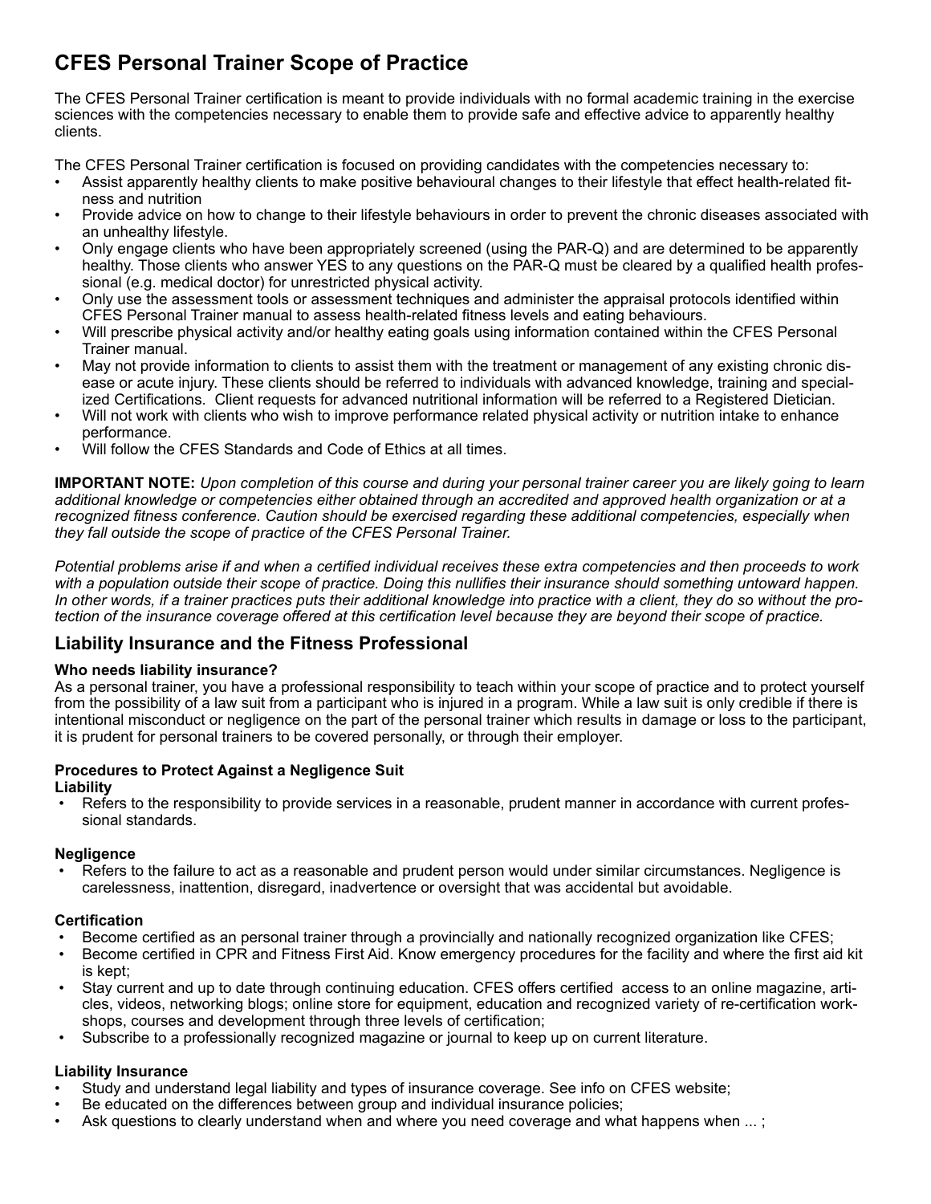# CFES Personal Trainer Scope of Practice

The CFES Personal Trainer certification is meant to provide individuals with no formal academic training in the exercise sciences with the competencies necessary to enable them to provide safe and effective advice to apparently healthy clients.

The CFES Personal Trainer certification is focused on providing candidates with the competencies necessary to:

- Assist apparently healthy clients to make positive behavioural changes to their lifestyle that effect health-related fitness and nutrition
- Provide advice on how to change to their lifestyle behaviours in order to prevent the chronic diseases associated with an unhealthy lifestyle.
- Only engage clients who have been appropriately screened (using the PAR-Q) and are determined to be apparently healthy. Those clients who answer YES to any questions on the PAR-Q must be cleared by a qualified health professional (e.g. medical doctor) for unrestricted physical activity.
- Only use the assessment tools or assessment techniques and administer the appraisal protocols identified within CFES Personal Trainer manual to assess health-related fitness levels and eating behaviours.
- Will prescribe physical activity and/or healthy eating goals using information contained within the CFES Personal Trainer manual.
- May not provide information to clients to assist them with the treatment or management of any existing chronic disease or acute injury. These clients should be referred to individuals with advanced knowledge, training and specialized Certifications. Client requests for advanced nutritional information will be referred to a Registered Dietician.
- Will not work with clients who wish to improve performance related physical activity or nutrition intake to enhance performance.
- Will follow the CFES Standards and Code of Ethics at all times.

**IMPORTANT NOTE:** *Upon completion of this course and during your personal trainer career you are likely going to learn additional knowledge or competencies either obtained through an accredited and approved health organization or at a recognized fitness conference. Caution should be exercised regarding these additional competencies, especially when they fall outside the scope of practice of the CFES Personal Trainer.*

*Potential problems arise if and when a certified individual receives these extra competencies and then proceeds to work with a population outside their scope of practice. Doing this nullifies their insurance should something untoward happen. In other words, if a trainer practices puts their additional knowledge into practice with a client, they do so without the protection of the insurance coverage offered at this certification level because they are beyond their scope of practice.*

## Liability Insurance and the Fitness Professional

**Who needs liability insurance?**

As a personal trainer, you have a professional responsibility to teach within your scope of practice and to protect yourself from the possibility of a law suit from a participant who is injured in a program. While a law suit is only credible if there is intentional misconduct or negligence on the part of the personal trainer which results in damage or loss to the participant, it is prudent for personal trainers to be covered personally, or through their employer.

**Procedures to Protect Against a Negligence Suit**

**Liability**

- Refers to the responsibility to provide services in a reasonable, prudent manner in accordance with current professional standards.

**Negligence**

- Refers to the failure to act as a reasonable and prudent person would under similar circumstances. Negligence is carelessness, inattention, disregard, inadvertence or oversight that was accidental but avoidable.

**Certification**

- Become certified as an personal trainer through a provincially and nationally recognized organization like CFES;
- Become certified in CPR and Fitness First Aid. Know emergency procedures for the facility and where the first aid kit is kept;
- Stay current and up to date through continuing education. CFES offers certified access to an online magazine, articles, videos, networking blogs; online store for equipment, education and recognized variety of re-certification workshops, courses and development through three levels of certification;
- Subscribe to a professionally recognized magazine or journal to keep up on current literature.

**Liability Insurance**

- Study and understand legal liability and types of insurance coverage. See info on CFES website;
- Be educated on the differences between group and individual insurance policies;
- Ask questions to clearly understand when and where you need coverage and what happens when ... ;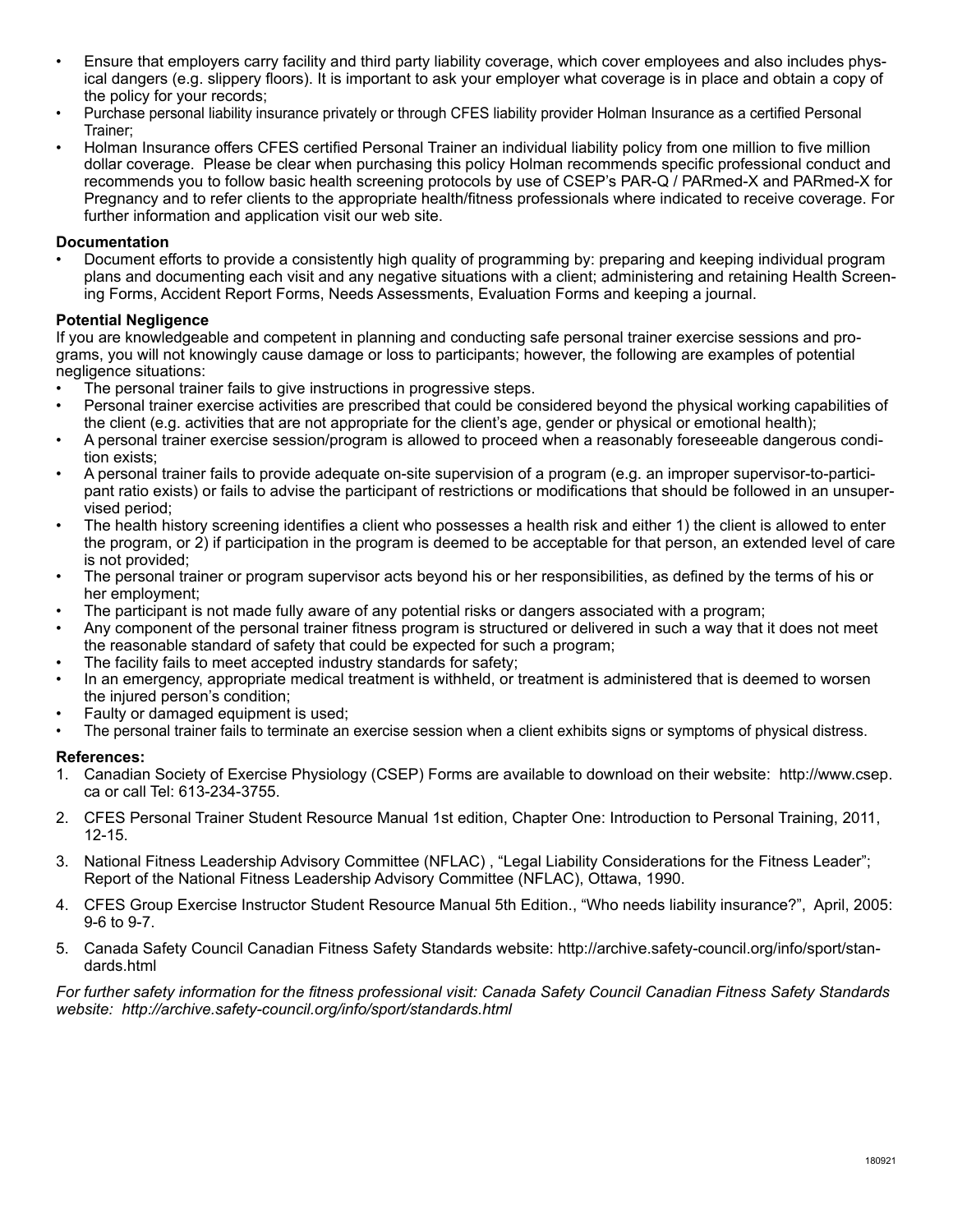- Ensure that employers carry facility and third party liability coverage, which cover employees and also includes physical dangers (e.g. slippery floors). It is important to ask your employer what coverage is in place and obtain a copy of the policy for your records;
- Purchase personal liability insurance privately or through CFES liability provider Holman Insurance as a certified Personal Trainer;
- Holman Insurance offers CFES certified Personal Trainer an individual liability policy from one million to five million dollar coverage. Please be clear when purchasing this policy Holman recommends specific professional conduct and recommends you to follow basic health screening protocols by use of CSEP's PAR-Q / PARmed-X and PARmed-X for Pregnancy and to refer clients to the appropriate health/fitness professionals where indicated to receive coverage. For further information and application visit our web site.

**Documentation**

- Document efforts to provide a consistently high quality of programming by: preparing and keeping individual program plans and documenting each visit and any negative situations with a client; administering and retaining Health Screening Forms, Accident Report Forms, Needs Assessments, Evaluation Forms and keeping a journal.

**Potential Negligence**

If you are knowledgeable and competent in planning and conducting safe personal trainer exercise sessions and programs, you will not knowingly cause damage or loss to participants; however, the following are examples of potential negligence situations:

- The personal trainer fails to give instructions in progressive steps.
- Personal trainer exercise activities are prescribed that could be considered beyond the physical working capabilities of the client (e.g. activities that are not appropriate for the client's age, gender or physical or emotional health);
- A personal trainer exercise session/program is allowed to proceed when a reasonably foreseeable dangerous condition exists;
- A personal trainer fails to provide adequate on-site supervision of a program (e.g. an improper supervisor-to-participant ratio exists) or fails to advise the participant of restrictions or modifications that should be followed in an unsupervised period;
- The health history screening identifies a client who possesses a health risk and either 1) the client is allowed to enter the program, or 2) if participation in the program is deemed to be acceptable for that person, an extended level of care is not provided;
- The personal trainer or program supervisor acts beyond his or her responsibilities, as defined by the terms of his or her employment;
- The participant is not made fully aware of any potential risks or dangers associated with a program;
- Any component of the personal trainer fitness program is structured or delivered in such a way that it does not meet the reasonable standard of safety that could be expected for such a program;
- The facility fails to meet accepted industry standards for safety;
- In an emergency, appropriate medical treatment is withheld, or treatment is administered that is deemed to worsen the injured person's condition;
- Faulty or damaged equipment is used;
- The personal trainer fails to terminate an exercise session when a client exhibits signs or symptoms of physical distress.

**References:**

1. Canadian Society of Exercise Physiology (CSEP) Forms are available to download on their website: http://www.csep.ca or call Tel: 613-234-3755.
2. CFES Personal Trainer Student Resource Manual 1st edition, Chapter One: Introduction to Personal Training, 2011, 12-15.
3. National Fitness Leadership Advisory Committee (NFLAC) , "Legal Liability Considerations for the Fitness Leader"; Report of the National Fitness Leadership Advisory Committee (NFLAC), Ottawa, 1990.
4. CFES Group Exercise Instructor Student Resource Manual 5th Edition., "Who needs liability insurance?", April, 2005: 9-6 to 9-7.
5. Canada Safety Council Canadian Fitness Safety Standards website: http://archive.safety-council.org/info/sport/standards.html

*For further safety information for the fitness professional visit: Canada Safety Council Canadian Fitness Safety Standards website: http://archive.safety-council.org/info/sport/standards.html*

180921